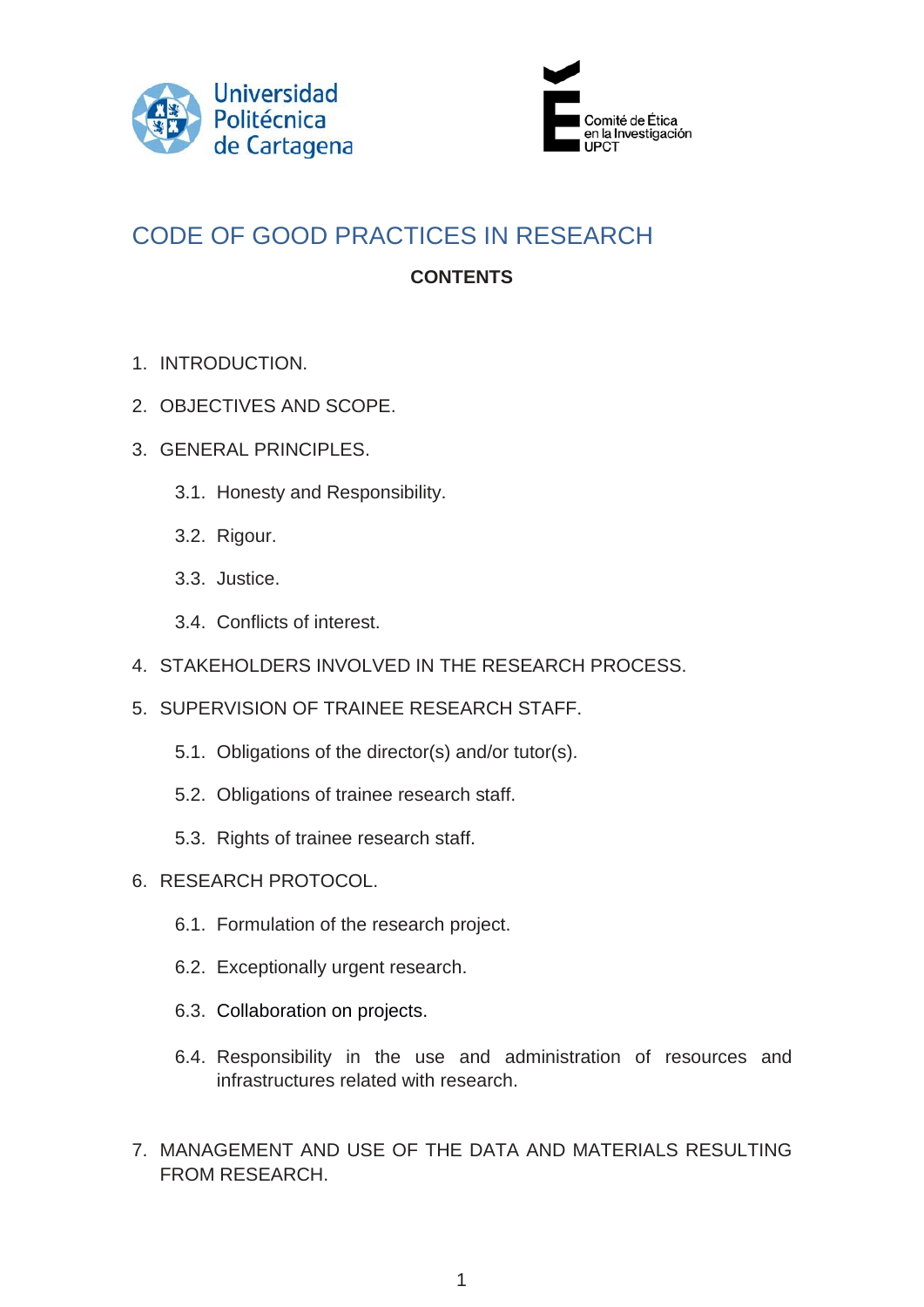Universidad Politécnica de Cartagena

Comité de Ética en la Investigación UPCT

# CODE OF GOOD PRACTICES IN RESEARCH

**CONTENTS**

1. INTRODUCTION.
2. OBJECTIVES AND SCOPE.
3. GENERAL PRINCIPLES.
    - 3.1. Honesty and Responsibility.
    - 3.2. Rigour.
    - 3.3. Justice.
    - 3.4. Conflicts of interest.
4. STAKEHOLDERS INVOLVED IN THE RESEARCH PROCESS.
5. SUPERVISION OF TRAINEE RESEARCH STAFF.
    - 5.1. Obligations of the director(s) and/or tutor(s).
    - 5.2. Obligations of trainee research staff.
    - 5.3. Rights of trainee research staff.
6. RESEARCH PROTOCOL.
    - 6.1. Formulation of the research project.
    - 6.2. Exceptionally urgent research.
    - 6.3. Collaboration on projects.
    - 6.4. Responsibility in the use and administration of resources and infrastructures related with research.
7. MANAGEMENT AND USE OF THE DATA AND MATERIALS RESULTING FROM RESEARCH.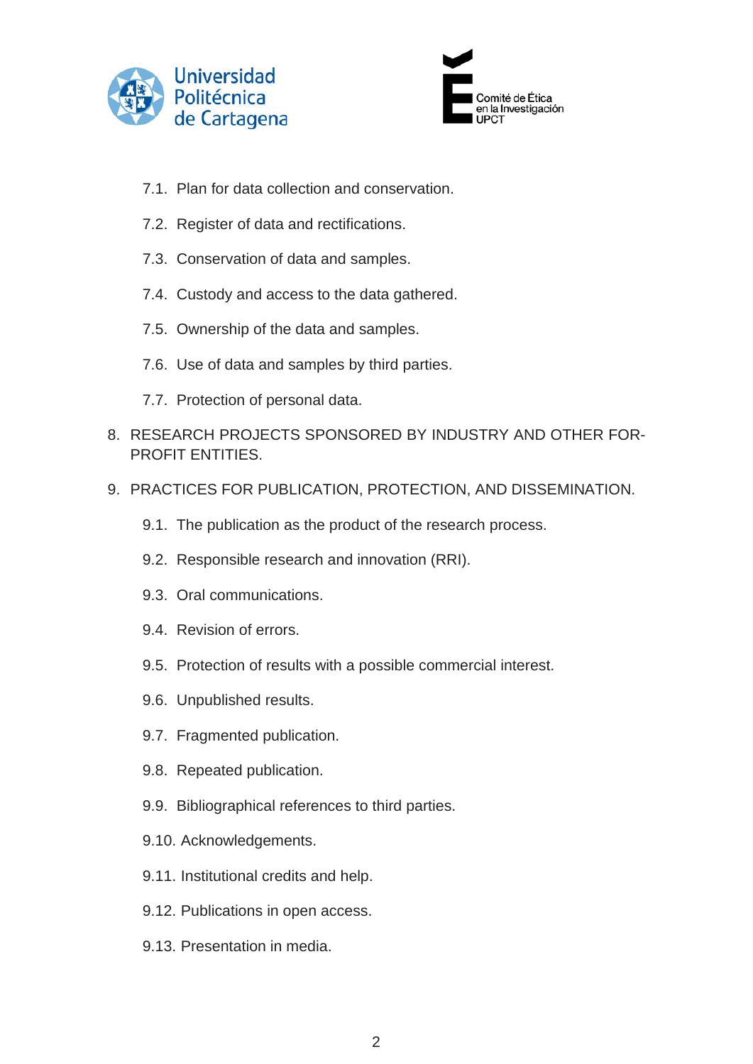7.1. Plan for data collection and conservation.

   7.2. Register of data and rectifications.

   7.3. Conservation of data and samples.

   7.4. Custody and access to the data gathered.

   7.5. Ownership of the data and samples.

   7.6. Use of data and samples by third parties.

   7.7. Protection of personal data.

8. RESEARCH PROJECTS SPONSORED BY INDUSTRY AND OTHER FOR-PROFIT ENTITIES.

9. PRACTICES FOR PUBLICATION, PROTECTION, AND DISSEMINATION.

   9.1. The publication as the product of the research process.

   9.2. Responsible research and innovation (RRI).

   9.3. Oral communications.

   9.4. Revision of errors.

   9.5. Protection of results with a possible commercial interest.

   9.6. Unpublished results.

   9.7. Fragmented publication.

   9.8. Repeated publication.

   9.9. Bibliographical references to third parties.

   9.10. Acknowledgements.

   9.11. Institutional credits and help.

   9.12. Publications in open access.

   9.13. Presentation in media.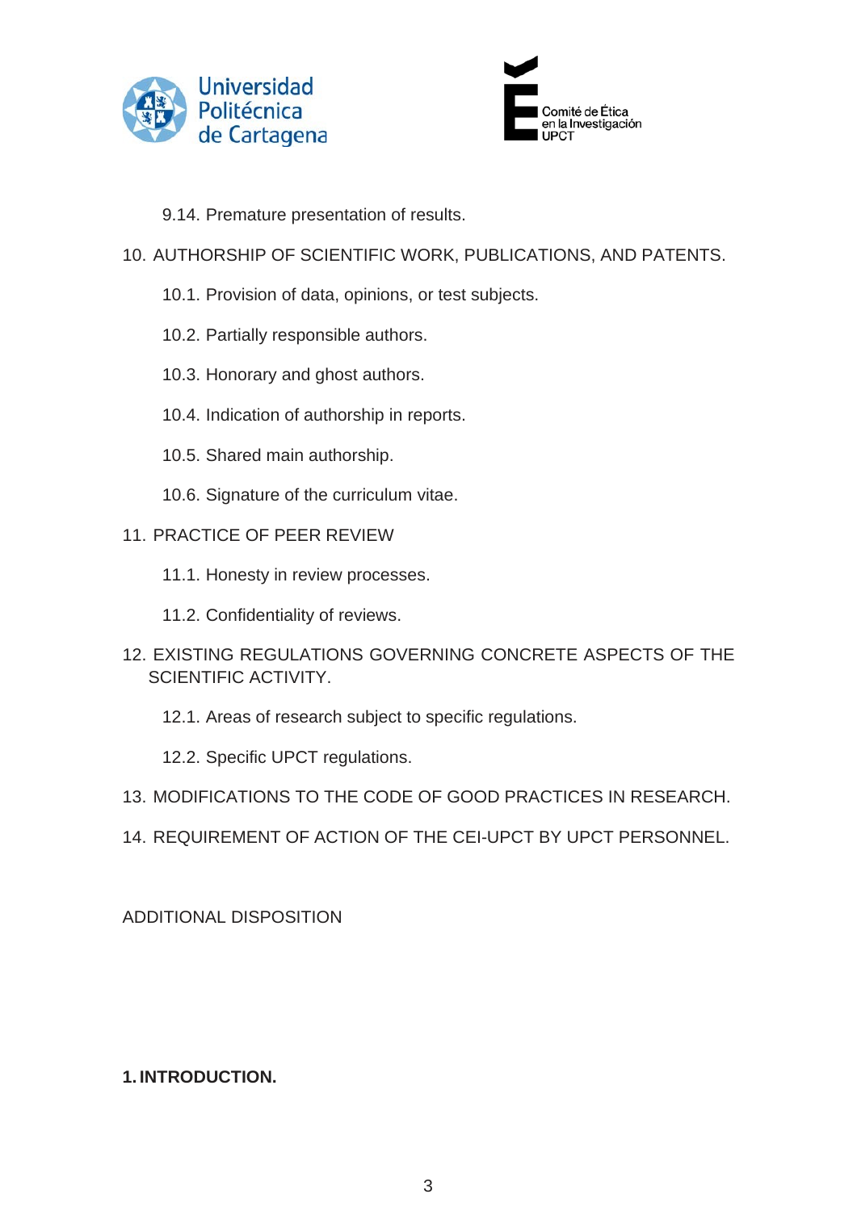9.14. Premature presentation of results.

10. AUTHORSHIP OF SCIENTIFIC WORK, PUBLICATIONS, AND PATENTS.

    10.1. Provision of data, opinions, or test subjects.

    10.2. Partially responsible authors.

    10.3. Honorary and ghost authors.

    10.4. Indication of authorship in reports.

    10.5. Shared main authorship.

    10.6. Signature of the curriculum vitae.

11. PRACTICE OF PEER REVIEW

    11.1. Honesty in review processes.

    11.2. Confidentiality of reviews.

12. EXISTING REGULATIONS GOVERNING CONCRETE ASPECTS OF THE SCIENTIFIC ACTIVITY.

    12.1. Areas of research subject to specific regulations.

    12.2. Specific UPCT regulations.

13. MODIFICATIONS TO THE CODE OF GOOD PRACTICES IN RESEARCH.

14. REQUIREMENT OF ACTION OF THE CEI-UPCT BY UPCT PERSONNEL.

ADDITIONAL DISPOSITION

## 1. INTRODUCTION.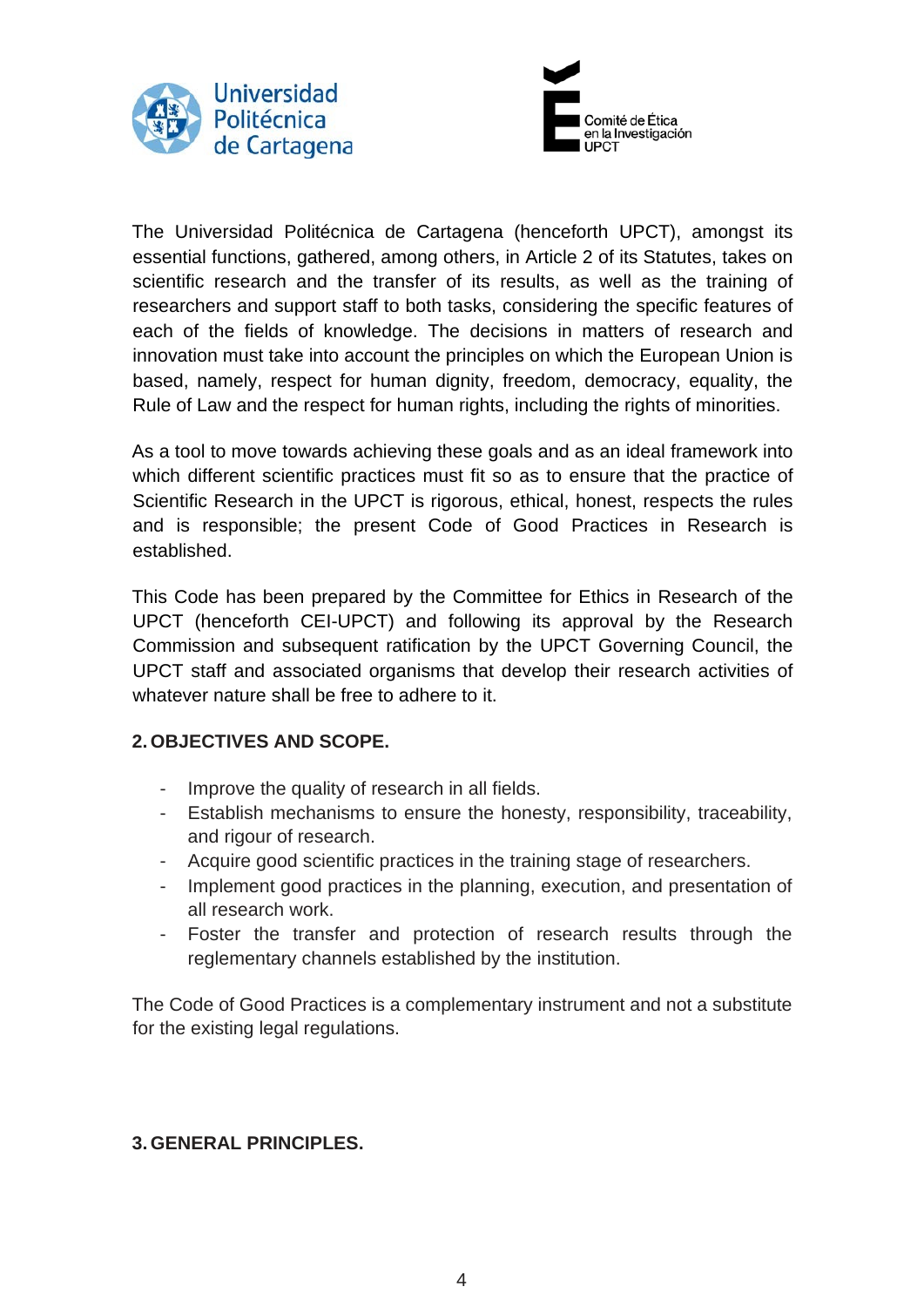The Universidad Politécnica de Cartagena (henceforth UPCT), amongst its essential functions, gathered, among others, in Article 2 of its Statutes, takes on scientific research and the transfer of its results, as well as the training of researchers and support staff to both tasks, considering the specific features of each of the fields of knowledge. The decisions in matters of research and innovation must take into account the principles on which the European Union is based, namely, respect for human dignity, freedom, democracy, equality, the Rule of Law and the respect for human rights, including the rights of minorities.

As a tool to move towards achieving these goals and as an ideal framework into which different scientific practices must fit so as to ensure that the practice of Scientific Research in the UPCT is rigorous, ethical, honest, respects the rules and is responsible; the present Code of Good Practices in Research is established.

This Code has been prepared by the Committee for Ethics in Research of the UPCT (henceforth CEI-UPCT) and following its approval by the Research Commission and subsequent ratification by the UPCT Governing Council, the UPCT staff and associated organisms that develop their research activities of whatever nature shall be free to adhere to it.

## 2. OBJECTIVES AND SCOPE.

- Improve the quality of research in all fields.
- Establish mechanisms to ensure the honesty, responsibility, traceability, and rigour of research.
- Acquire good scientific practices in the training stage of researchers.
- Implement good practices in the planning, execution, and presentation of all research work.
- Foster the transfer and protection of research results through the reglementary channels established by the institution.

The Code of Good Practices is a complementary instrument and not a substitute for the existing legal regulations.

## 3. GENERAL PRINCIPLES.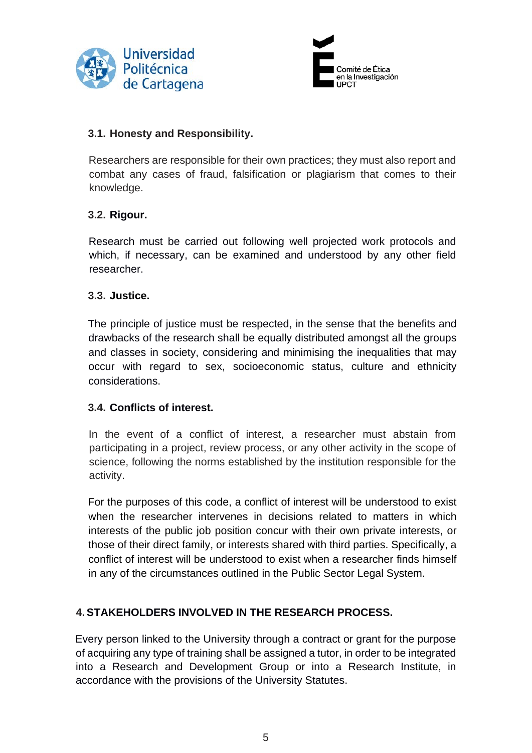### 3.1. Honesty and Responsibility.

Researchers are responsible for their own practices; they must also report and combat any cases of fraud, falsification or plagiarism that comes to their knowledge.

### 3.2. Rigour.

Research must be carried out following well projected work protocols and which, if necessary, can be examined and understood by any other field researcher.

### 3.3. Justice.

The principle of justice must be respected, in the sense that the benefits and drawbacks of the research shall be equally distributed amongst all the groups and classes in society, considering and minimising the inequalities that may occur with regard to sex, socioeconomic status, culture and ethnicity considerations.

### 3.4. Conflicts of interest.

In the event of a conflict of interest, a researcher must abstain from participating in a project, review process, or any other activity in the scope of science, following the norms established by the institution responsible for the activity.

For the purposes of this code, a conflict of interest will be understood to exist when the researcher intervenes in decisions related to matters in which interests of the public job position concur with their own private interests, or those of their direct family, or interests shared with third parties. Specifically, a conflict of interest will be understood to exist when a researcher finds himself in any of the circumstances outlined in the Public Sector Legal System.

## 4. STAKEHOLDERS INVOLVED IN THE RESEARCH PROCESS.

Every person linked to the University through a contract or grant for the purpose of acquiring any type of training shall be assigned a tutor, in order to be integrated into a Research and Development Group or into a Research Institute, in accordance with the provisions of the University Statutes.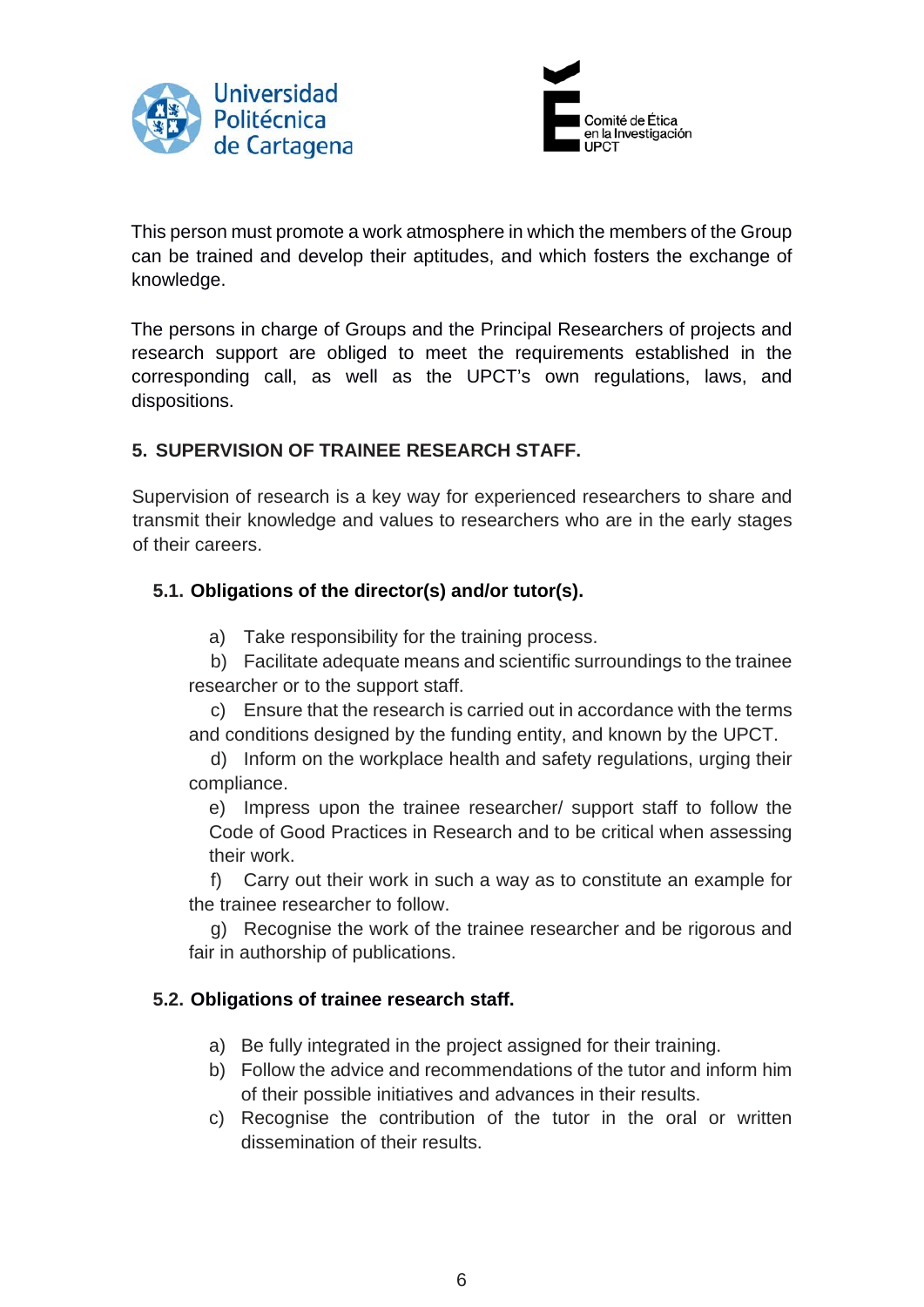This person must promote a work atmosphere in which the members of the Group can be trained and develop their aptitudes, and which fosters the exchange of knowledge.

The persons in charge of Groups and the Principal Researchers of projects and research support are obliged to meet the requirements established in the corresponding call, as well as the UPCT's own regulations, laws, and dispositions.

## 5. SUPERVISION OF TRAINEE RESEARCH STAFF.

Supervision of research is a key way for experienced researchers to share and transmit their knowledge and values to researchers who are in the early stages of their careers.

### 5.1. Obligations of the director(s) and/or tutor(s).

a) Take responsibility for the training process.

b) Facilitate adequate means and scientific surroundings to the trainee researcher or to the support staff.

c) Ensure that the research is carried out in accordance with the terms and conditions designed by the funding entity, and known by the UPCT.

d) Inform on the workplace health and safety regulations, urging their compliance.

e) Impress upon the trainee researcher/ support staff to follow the Code of Good Practices in Research and to be critical when assessing their work.

f) Carry out their work in such a way as to constitute an example for the trainee researcher to follow.

g) Recognise the work of the trainee researcher and be rigorous and fair in authorship of publications.

### 5.2. Obligations of trainee research staff.

a) Be fully integrated in the project assigned for their training.

b) Follow the advice and recommendations of the tutor and inform him of their possible initiatives and advances in their results.

c) Recognise the contribution of the tutor in the oral or written dissemination of their results.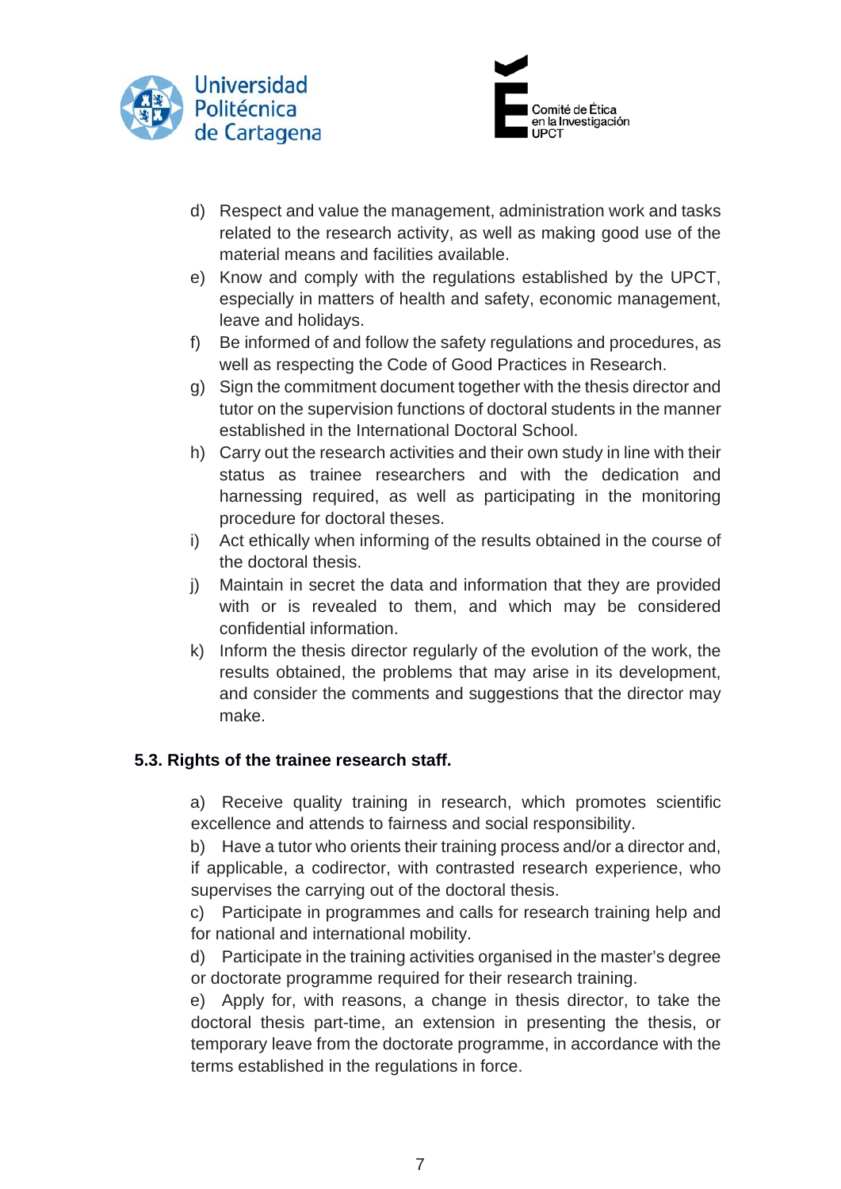d) Respect and value the management, administration work and tasks related to the research activity, as well as making good use of the material means and facilities available.

e) Know and comply with the regulations established by the UPCT, especially in matters of health and safety, economic management, leave and holidays.

f) Be informed of and follow the safety regulations and procedures, as well as respecting the Code of Good Practices in Research.

g) Sign the commitment document together with the thesis director and tutor on the supervision functions of doctoral students in the manner established in the International Doctoral School.

h) Carry out the research activities and their own study in line with their status as trainee researchers and with the dedication and harnessing required, as well as participating in the monitoring procedure for doctoral theses.

i) Act ethically when informing of the results obtained in the course of the doctoral thesis.

j) Maintain in secret the data and information that they are provided with or is revealed to them, and which may be considered confidential information.

k) Inform the thesis director regularly of the evolution of the work, the results obtained, the problems that may arise in its development, and consider the comments and suggestions that the director may make.

### 5.3. Rights of the trainee research staff.

a) Receive quality training in research, which promotes scientific excellence and attends to fairness and social responsibility.

b) Have a tutor who orients their training process and/or a director and, if applicable, a codirector, with contrasted research experience, who supervises the carrying out of the doctoral thesis.

c) Participate in programmes and calls for research training help and for national and international mobility.

d) Participate in the training activities organised in the master's degree or doctorate programme required for their research training.

e) Apply for, with reasons, a change in thesis director, to take the doctoral thesis part-time, an extension in presenting the thesis, or temporary leave from the doctorate programme, in accordance with the terms established in the regulations in force.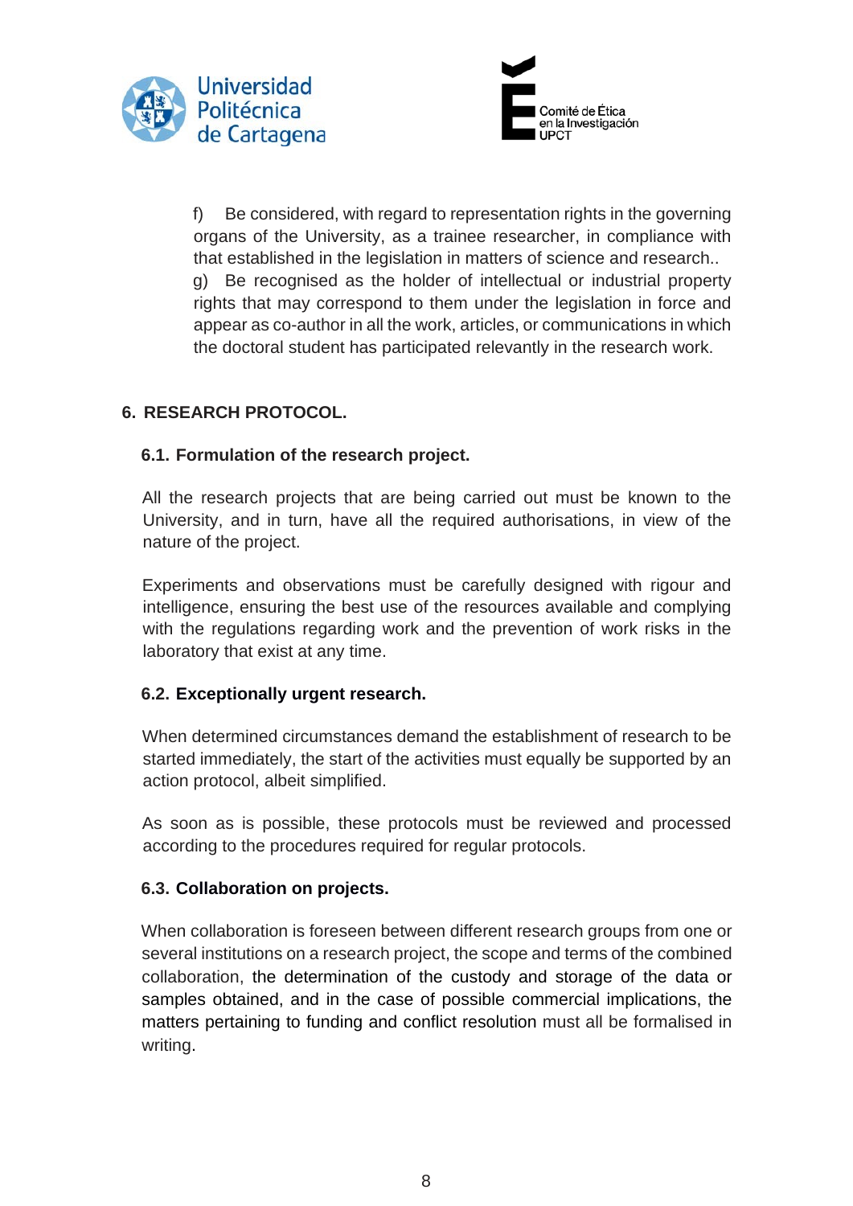f) Be considered, with regard to representation rights in the governing organs of the University, as a trainee researcher, in compliance with that established in the legislation in matters of science and research..

g) Be recognised as the holder of intellectual or industrial property rights that may correspond to them under the legislation in force and appear as co-author in all the work, articles, or communications in which the doctoral student has participated relevantly in the research work.

## 6. RESEARCH PROTOCOL.

### 6.1. Formulation of the research project.

All the research projects that are being carried out must be known to the University, and in turn, have all the required authorisations, in view of the nature of the project.

Experiments and observations must be carefully designed with rigour and intelligence, ensuring the best use of the resources available and complying with the regulations regarding work and the prevention of work risks in the laboratory that exist at any time.

### 6.2. Exceptionally urgent research.

When determined circumstances demand the establishment of research to be started immediately, the start of the activities must equally be supported by an action protocol, albeit simplified.

As soon as is possible, these protocols must be reviewed and processed according to the procedures required for regular protocols.

### 6.3. Collaboration on projects.

When collaboration is foreseen between different research groups from one or several institutions on a research project, the scope and terms of the combined collaboration, the determination of the custody and storage of the data or samples obtained, and in the case of possible commercial implications, the matters pertaining to funding and conflict resolution must all be formalised in writing.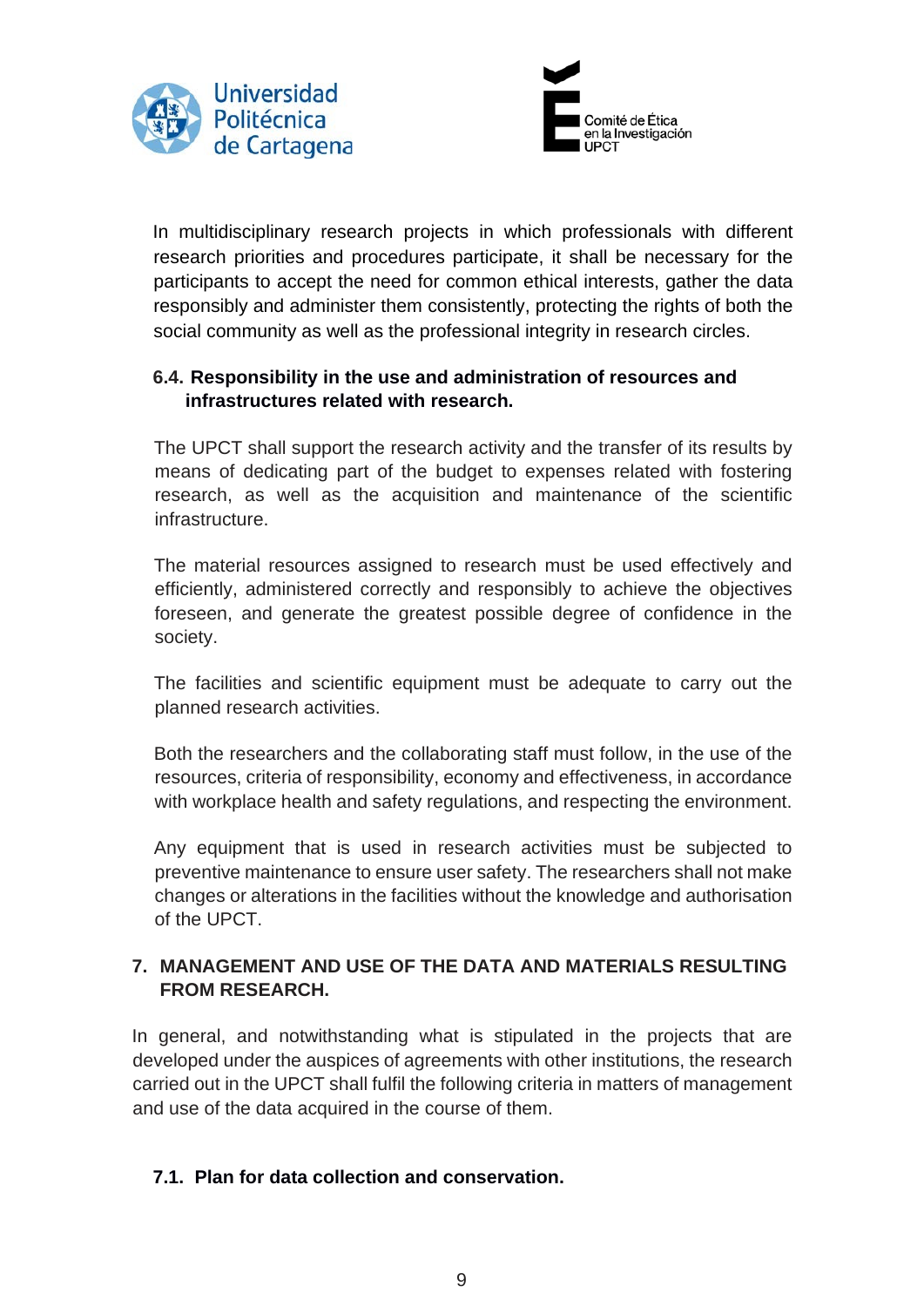In multidisciplinary research projects in which professionals with different research priorities and procedures participate, it shall be necessary for the participants to accept the need for common ethical interests, gather the data responsibly and administer them consistently, protecting the rights of both the social community as well as the professional integrity in research circles.

### 6.4. Responsibility in the use and administration of resources and infrastructures related with research.

The UPCT shall support the research activity and the transfer of its results by means of dedicating part of the budget to expenses related with fostering research, as well as the acquisition and maintenance of the scientific infrastructure.

The material resources assigned to research must be used effectively and efficiently, administered correctly and responsibly to achieve the objectives foreseen, and generate the greatest possible degree of confidence in the society.

The facilities and scientific equipment must be adequate to carry out the planned research activities.

Both the researchers and the collaborating staff must follow, in the use of the resources, criteria of responsibility, economy and effectiveness, in accordance with workplace health and safety regulations, and respecting the environment.

Any equipment that is used in research activities must be subjected to preventive maintenance to ensure user safety. The researchers shall not make changes or alterations in the facilities without the knowledge and authorisation of the UPCT.

## 7. MANAGEMENT AND USE OF THE DATA AND MATERIALS RESULTING FROM RESEARCH.

In general, and notwithstanding what is stipulated in the projects that are developed under the auspices of agreements with other institutions, the research carried out in the UPCT shall fulfil the following criteria in matters of management and use of the data acquired in the course of them.

### 7.1. Plan for data collection and conservation.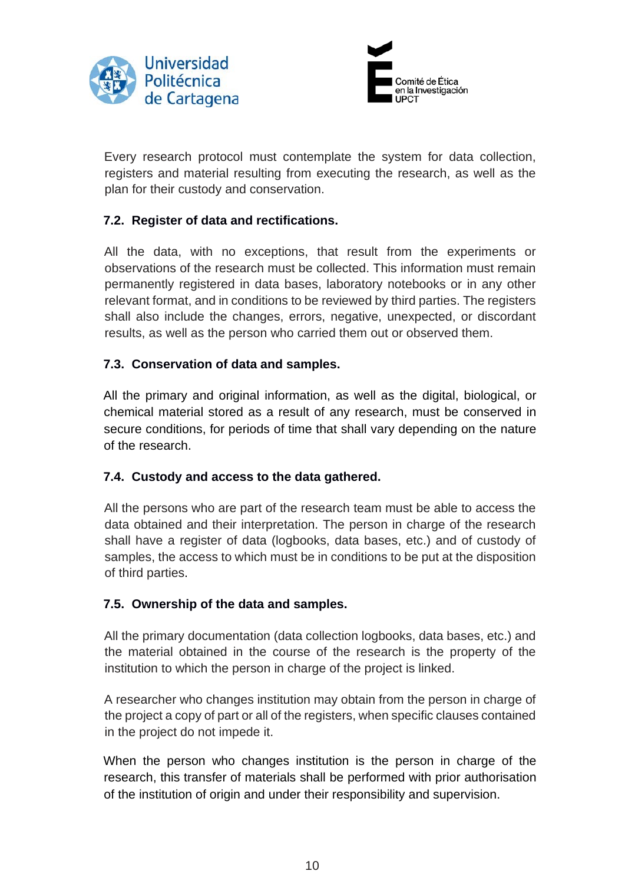Every research protocol must contemplate the system for data collection, registers and material resulting from executing the research, as well as the plan for their custody and conservation.

### 7.2. Register of data and rectifications.

All the data, with no exceptions, that result from the experiments or observations of the research must be collected. This information must remain permanently registered in data bases, laboratory notebooks or in any other relevant format, and in conditions to be reviewed by third parties. The registers shall also include the changes, errors, negative, unexpected, or discordant results, as well as the person who carried them out or observed them.

### 7.3. Conservation of data and samples.

All the primary and original information, as well as the digital, biological, or chemical material stored as a result of any research, must be conserved in secure conditions, for periods of time that shall vary depending on the nature of the research.

### 7.4. Custody and access to the data gathered.

All the persons who are part of the research team must be able to access the data obtained and their interpretation. The person in charge of the research shall have a register of data (logbooks, data bases, etc.) and of custody of samples, the access to which must be in conditions to be put at the disposition of third parties.

### 7.5. Ownership of the data and samples.

All the primary documentation (data collection logbooks, data bases, etc.) and the material obtained in the course of the research is the property of the institution to which the person in charge of the project is linked.

A researcher who changes institution may obtain from the person in charge of the project a copy of part or all of the registers, when specific clauses contained in the project do not impede it.

When the person who changes institution is the person in charge of the research, this transfer of materials shall be performed with prior authorisation of the institution of origin and under their responsibility and supervision.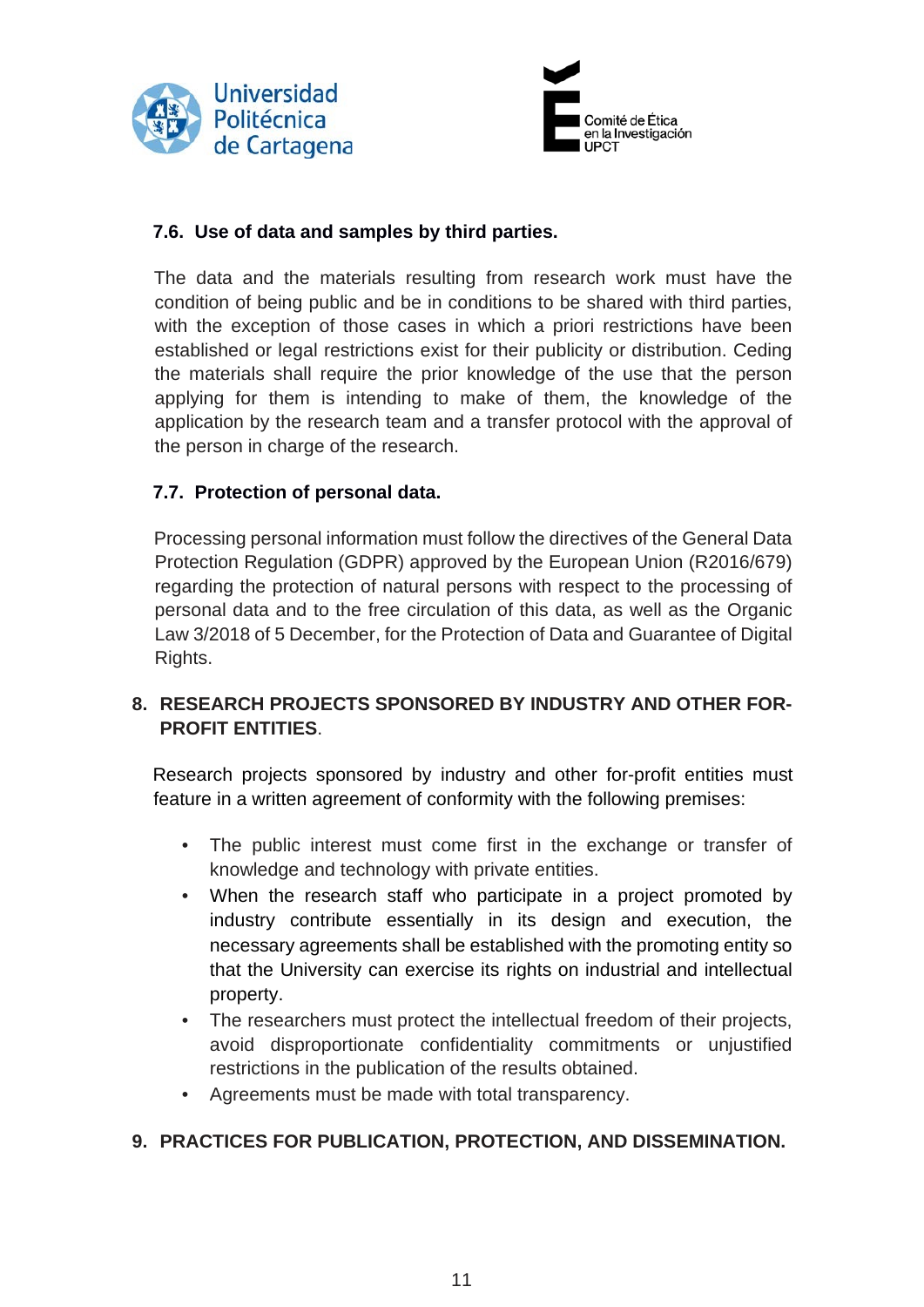### 7.6. Use of data and samples by third parties.

The data and the materials resulting from research work must have the condition of being public and be in conditions to be shared with third parties, with the exception of those cases in which a priori restrictions have been established or legal restrictions exist for their publicity or distribution. Ceding the materials shall require the prior knowledge of the use that the person applying for them is intending to make of them, the knowledge of the application by the research team and a transfer protocol with the approval of the person in charge of the research.

### 7.7. Protection of personal data.

Processing personal information must follow the directives of the General Data Protection Regulation (GDPR) approved by the European Union (R2016/679) regarding the protection of natural persons with respect to the processing of personal data and to the free circulation of this data, as well as the Organic Law 3/2018 of 5 December, for the Protection of Data and Guarantee of Digital Rights.

## 8. RESEARCH PROJECTS SPONSORED BY INDUSTRY AND OTHER FOR-PROFIT ENTITIES.

Research projects sponsored by industry and other for-profit entities must feature in a written agreement of conformity with the following premises:

- The public interest must come first in the exchange or transfer of knowledge and technology with private entities.
- When the research staff who participate in a project promoted by industry contribute essentially in its design and execution, the necessary agreements shall be established with the promoting entity so that the University can exercise its rights on industrial and intellectual property.
- The researchers must protect the intellectual freedom of their projects, avoid disproportionate confidentiality commitments or unjustified restrictions in the publication of the results obtained.
- Agreements must be made with total transparency.

## 9. PRACTICES FOR PUBLICATION, PROTECTION, AND DISSEMINATION.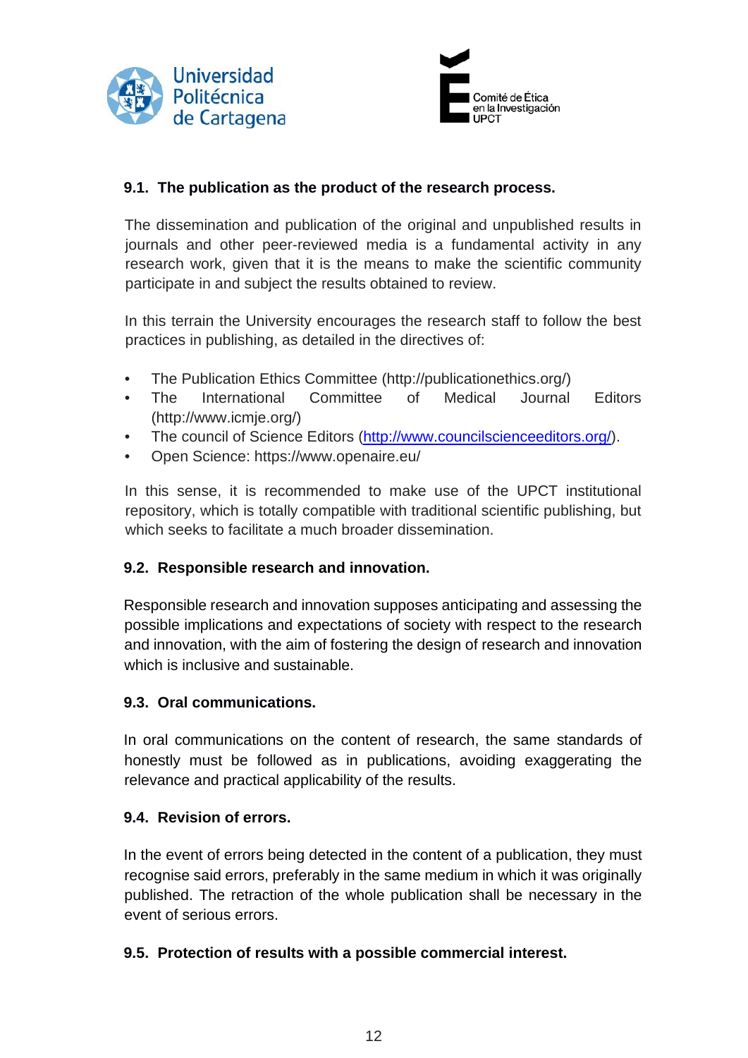### 9.1. The publication as the product of the research process.

The dissemination and publication of the original and unpublished results in journals and other peer-reviewed media is a fundamental activity in any research work, given that it is the means to make the scientific community participate in and subject the results obtained to review.

In this terrain the University encourages the research staff to follow the best practices in publishing, as detailed in the directives of:

- The Publication Ethics Committee (http://publicationethics.org/)
- The International Committee of Medical Journal Editors (http://www.icmje.org/)
- The council of Science Editors (http://www.councilscienceeditors.org/).
- Open Science: https://www.openaire.eu/

In this sense, it is recommended to make use of the UPCT institutional repository, which is totally compatible with traditional scientific publishing, but which seeks to facilitate a much broader dissemination.

### 9.2. Responsible research and innovation.

Responsible research and innovation supposes anticipating and assessing the possible implications and expectations of society with respect to the research and innovation, with the aim of fostering the design of research and innovation which is inclusive and sustainable.

### 9.3. Oral communications.

In oral communications on the content of research, the same standards of honestly must be followed as in publications, avoiding exaggerating the relevance and practical applicability of the results.

### 9.4. Revision of errors.

In the event of errors being detected in the content of a publication, they must recognise said errors, preferably in the same medium in which it was originally published. The retraction of the whole publication shall be necessary in the event of serious errors.

### 9.5. Protection of results with a possible commercial interest.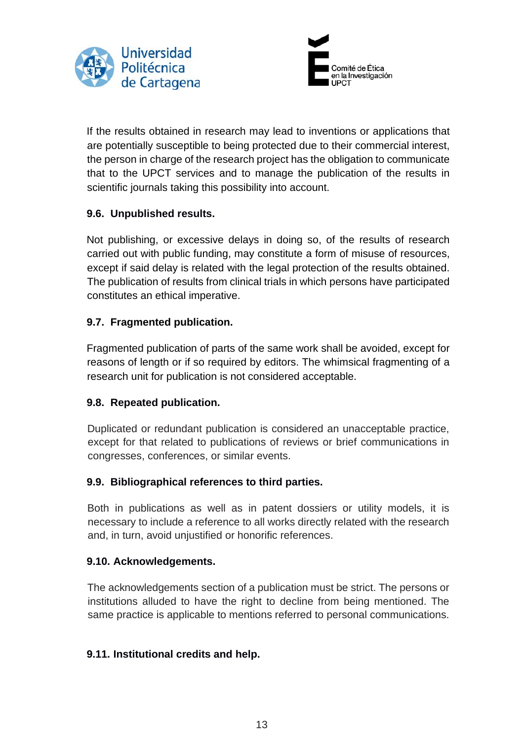If the results obtained in research may lead to inventions or applications that are potentially susceptible to being protected due to their commercial interest, the person in charge of the research project has the obligation to communicate that to the UPCT services and to manage the publication of the results in scientific journals taking this possibility into account.

### 9.6. Unpublished results.

Not publishing, or excessive delays in doing so, of the results of research carried out with public funding, may constitute a form of misuse of resources, except if said delay is related with the legal protection of the results obtained. The publication of results from clinical trials in which persons have participated constitutes an ethical imperative.

### 9.7. Fragmented publication.

Fragmented publication of parts of the same work shall be avoided, except for reasons of length or if so required by editors. The whimsical fragmenting of a research unit for publication is not considered acceptable.

### 9.8. Repeated publication.

Duplicated or redundant publication is considered an unacceptable practice, except for that related to publications of reviews or brief communications in congresses, conferences, or similar events.

### 9.9. Bibliographical references to third parties.

Both in publications as well as in patent dossiers or utility models, it is necessary to include a reference to all works directly related with the research and, in turn, avoid unjustified or honorific references.

### 9.10. Acknowledgements.

The acknowledgements section of a publication must be strict. The persons or institutions alluded to have the right to decline from being mentioned. The same practice is applicable to mentions referred to personal communications.

### 9.11. Institutional credits and help.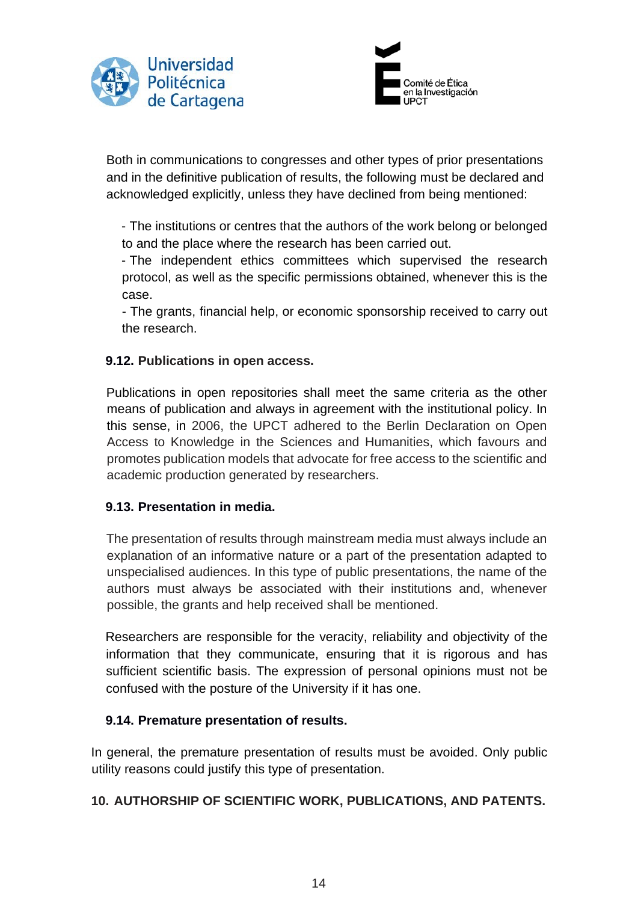Both in communications to congresses and other types of prior presentations and in the definitive publication of results, the following must be declared and acknowledged explicitly, unless they have declined from being mentioned:

- The institutions or centres that the authors of the work belong or belonged to and the place where the research has been carried out.
- The independent ethics committees which supervised the research protocol, as well as the specific permissions obtained, whenever this is the case.
- The grants, financial help, or economic sponsorship received to carry out the research.

### 9.12. Publications in open access.

Publications in open repositories shall meet the same criteria as the other means of publication and always in agreement with the institutional policy. In this sense, in 2006, the UPCT adhered to the Berlin Declaration on Open Access to Knowledge in the Sciences and Humanities, which favours and promotes publication models that advocate for free access to the scientific and academic production generated by researchers.

### 9.13. Presentation in media.

The presentation of results through mainstream media must always include an explanation of an informative nature or a part of the presentation adapted to unspecialised audiences. In this type of public presentations, the name of the authors must always be associated with their institutions and, whenever possible, the grants and help received shall be mentioned.

Researchers are responsible for the veracity, reliability and objectivity of the information that they communicate, ensuring that it is rigorous and has sufficient scientific basis. The expression of personal opinions must not be confused with the posture of the University if it has one.

### 9.14. Premature presentation of results.

In general, the premature presentation of results must be avoided. Only public utility reasons could justify this type of presentation.

## 10. AUTHORSHIP OF SCIENTIFIC WORK, PUBLICATIONS, AND PATENTS.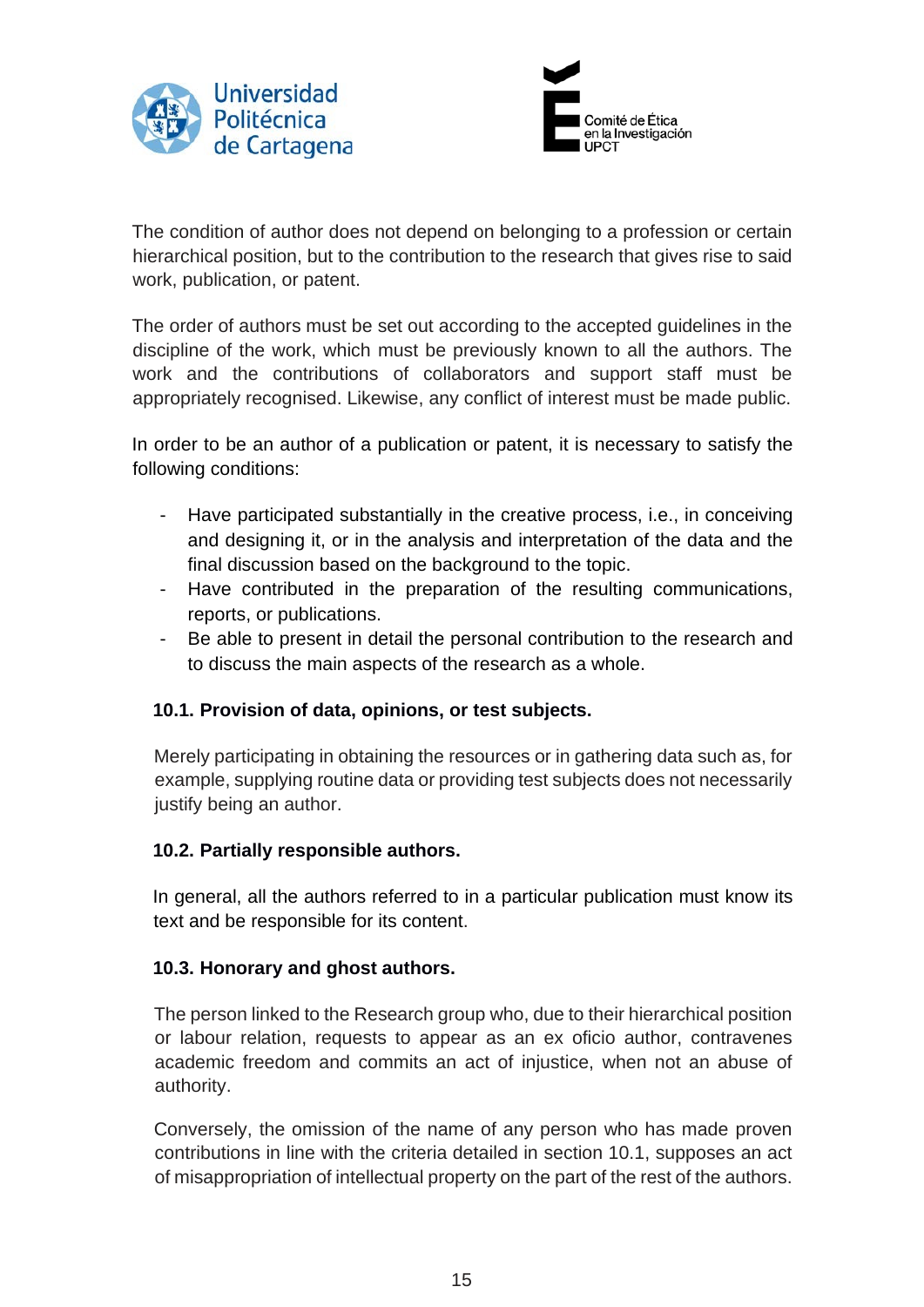The condition of author does not depend on belonging to a profession or certain hierarchical position, but to the contribution to the research that gives rise to said work, publication, or patent.

The order of authors must be set out according to the accepted guidelines in the discipline of the work, which must be previously known to all the authors. The work and the contributions of collaborators and support staff must be appropriately recognised. Likewise, any conflict of interest must be made public.

In order to be an author of a publication or patent, it is necessary to satisfy the following conditions:

- Have participated substantially in the creative process, i.e., in conceiving and designing it, or in the analysis and interpretation of the data and the final discussion based on the background to the topic.
- Have contributed in the preparation of the resulting communications, reports, or publications.
- Be able to present in detail the personal contribution to the research and to discuss the main aspects of the research as a whole.

### 10.1. Provision of data, opinions, or test subjects.

Merely participating in obtaining the resources or in gathering data such as, for example, supplying routine data or providing test subjects does not necessarily justify being an author.

### 10.2. Partially responsible authors.

In general, all the authors referred to in a particular publication must know its text and be responsible for its content.

### 10.3. Honorary and ghost authors.

The person linked to the Research group who, due to their hierarchical position or labour relation, requests to appear as an ex oficio author, contravenes academic freedom and commits an act of injustice, when not an abuse of authority.

Conversely, the omission of the name of any person who has made proven contributions in line with the criteria detailed in section 10.1, supposes an act of misappropriation of intellectual property on the part of the rest of the authors.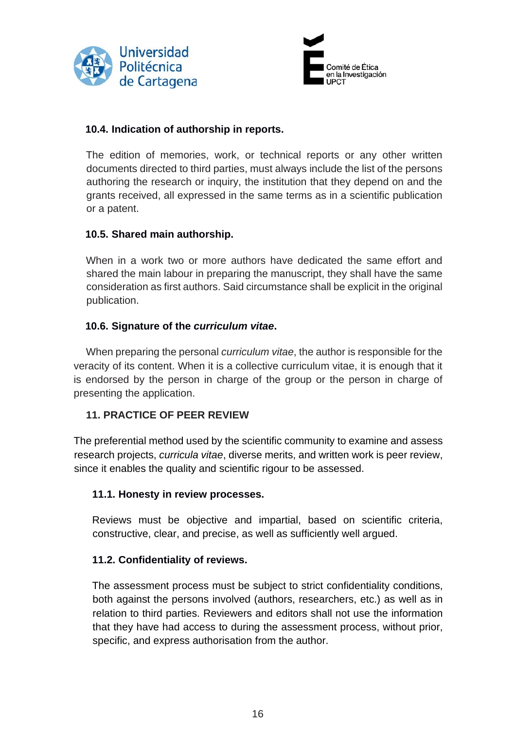### 10.4. Indication of authorship in reports.

The edition of memories, work, or technical reports or any other written documents directed to third parties, must always include the list of the persons authoring the research or inquiry, the institution that they depend on and the grants received, all expressed in the same terms as in a scientific publication or a patent.

### 10.5. Shared main authorship.

When in a work two or more authors have dedicated the same effort and shared the main labour in preparing the manuscript, they shall have the same consideration as first authors. Said circumstance shall be explicit in the original publication.

### 10.6. Signature of the *curriculum vitae*.

When preparing the personal *curriculum vitae*, the author is responsible for the veracity of its content. When it is a collective curriculum vitae, it is enough that it is endorsed by the person in charge of the group or the person in charge of presenting the application.

## 11. PRACTICE OF PEER REVIEW

The preferential method used by the scientific community to examine and assess research projects, *curricula vitae*, diverse merits, and written work is peer review, since it enables the quality and scientific rigour to be assessed.

### 11.1. Honesty in review processes.

Reviews must be objective and impartial, based on scientific criteria, constructive, clear, and precise, as well as sufficiently well argued.

### 11.2. Confidentiality of reviews.

The assessment process must be subject to strict confidentiality conditions, both against the persons involved (authors, researchers, etc.) as well as in relation to third parties. Reviewers and editors shall not use the information that they have had access to during the assessment process, without prior, specific, and express authorisation from the author.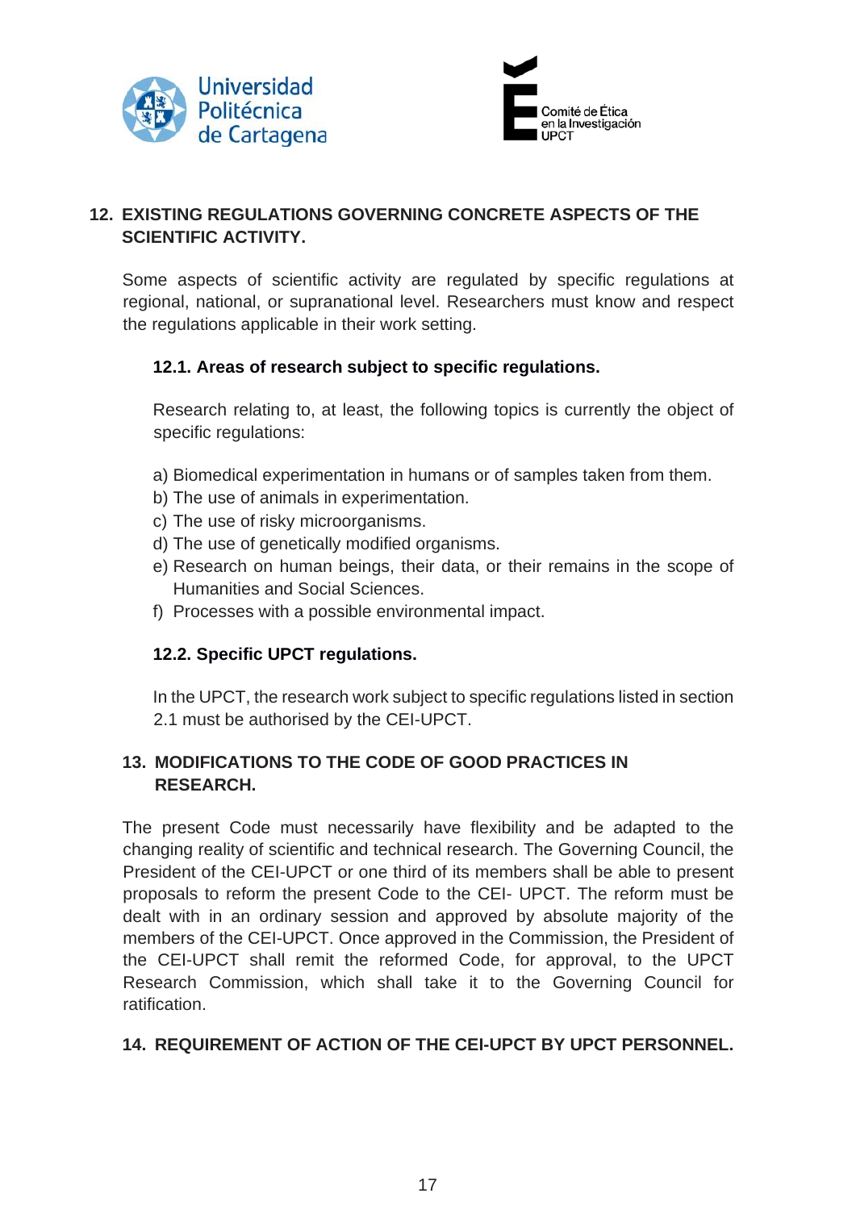## 12. EXISTING REGULATIONS GOVERNING CONCRETE ASPECTS OF THE SCIENTIFIC ACTIVITY.

Some aspects of scientific activity are regulated by specific regulations at regional, national, or supranational level. Researchers must know and respect the regulations applicable in their work setting.

### 12.1. Areas of research subject to specific regulations.

Research relating to, at least, the following topics is currently the object of specific regulations:

a) Biomedical experimentation in humans or of samples taken from them.
b) The use of animals in experimentation.
c) The use of risky microorganisms.
d) The use of genetically modified organisms.
e) Research on human beings, their data, or their remains in the scope of Humanities and Social Sciences.
f) Processes with a possible environmental impact.

### 12.2. Specific UPCT regulations.

In the UPCT, the research work subject to specific regulations listed in section 2.1 must be authorised by the CEI-UPCT.

## 13. MODIFICATIONS TO THE CODE OF GOOD PRACTICES IN RESEARCH.

The present Code must necessarily have flexibility and be adapted to the changing reality of scientific and technical research. The Governing Council, the President of the CEI-UPCT or one third of its members shall be able to present proposals to reform the present Code to the CEI- UPCT. The reform must be dealt with in an ordinary session and approved by absolute majority of the members of the CEI-UPCT. Once approved in the Commission, the President of the CEI-UPCT shall remit the reformed Code, for approval, to the UPCT Research Commission, which shall take it to the Governing Council for ratification.

## 14. REQUIREMENT OF ACTION OF THE CEI-UPCT BY UPCT PERSONNEL.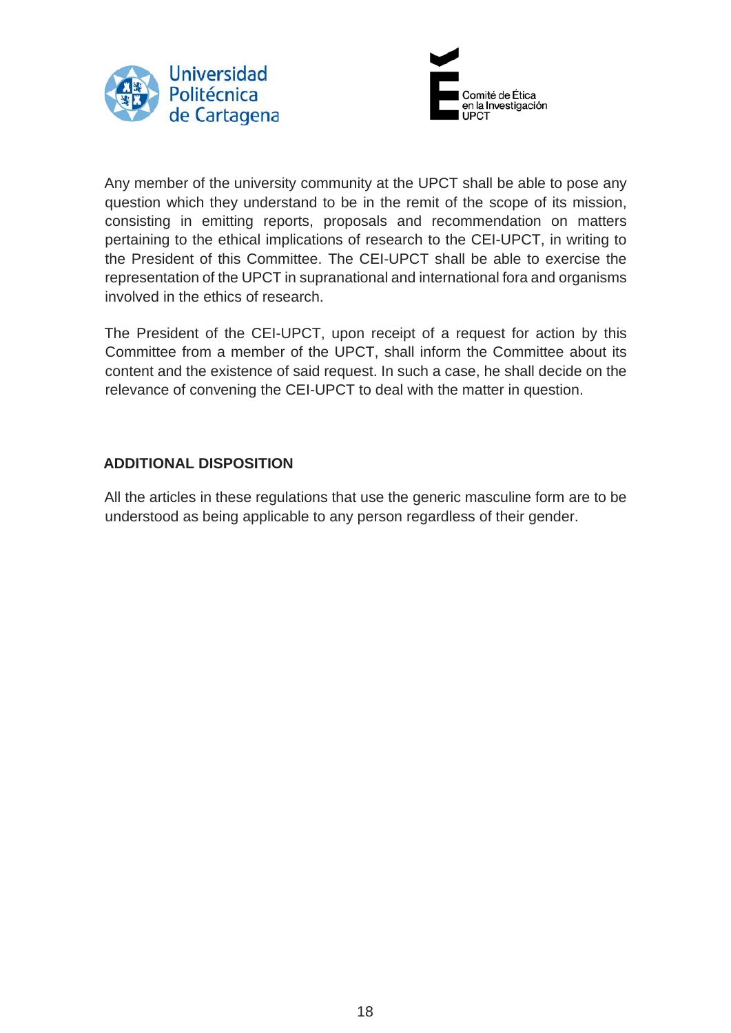Any member of the university community at the UPCT shall be able to pose any question which they understand to be in the remit of the scope of its mission, consisting in emitting reports, proposals and recommendation on matters pertaining to the ethical implications of research to the CEI-UPCT, in writing to the President of this Committee. The CEI-UPCT shall be able to exercise the representation of the UPCT in supranational and international fora and organisms involved in the ethics of research.

The President of the CEI-UPCT, upon receipt of a request for action by this Committee from a member of the UPCT, shall inform the Committee about its content and the existence of said request. In such a case, he shall decide on the relevance of convening the CEI-UPCT to deal with the matter in question.

## ADDITIONAL DISPOSITION

All the articles in these regulations that use the generic masculine form are to be understood as being applicable to any person regardless of their gender.